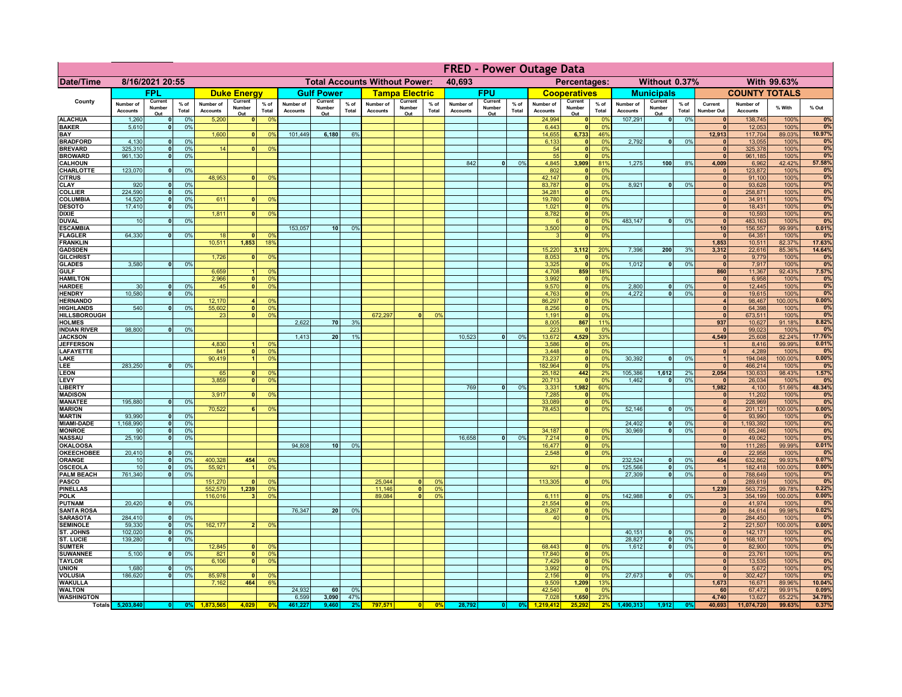# FRED - Power Outage Data

**Date/Time:** 8/16/2021 20:55

**Total Accounts Without Power:** 40,693

**Percentages:** Without 0.37% | With 99.63%

| County | FPL | | | Duke Energy | | | Gulf Power | | | Tampa Electric | | | FPU | | | Cooperatives | | | Municipals | | | COUNTY TOTALS | | | |
|---|---|---|---|---|---|---|---|---|---|---|---|---|---|---|---|---|---|---|---|---|---|---|---|---|---|
| | Number of Accounts | Current Number Out | % of Total | Number of Accounts | Current Number Out | % of Total | Number of Accounts | Current Number Out | % of Total | Number of Accounts | Current Number Out | % of Total | Number of Accounts | Current Number Out | % of Total | Number of Accounts | Current Number Out | % of Total | Number of Accounts | Current Number Out | % of Total | Current Number Out | Number of Accounts | % With | % Out |
| ALACHUA | 1,260 | 0 | 0% | 5,200 | 0 | 0% | | | | | | | | | | 24,994 | 0 | 0% | 107,291 | 0 | 0% | 0 | 138,745 | 100% | 0% |
| BAKER | 5,610 | 0 | 0% | | | | | | | | | | | | | 6,443 | 0 | 0% | | | | 0 | 12,053 | 100% | 0% |
| BAY | | | | 1,600 | 0 | 0% | 101,449 | 6,180 | 6% | | | | | | | 14,655 | 6,733 | 46% | | | | 12,913 | 117,704 | 89.03% | 10.97% |
| BRADFORD | 4,130 | 0 | 0% | | | | | | | | | | | | | 6,133 | 0 | 0% | 2,792 | 0 | 0% | 0 | 13,055 | 100% | 0% |
| BREVARD | 325,310 | 0 | 0% | 14 | 0 | 0% | | | | | | | | | | 54 | 0 | 0% | | | | 0 | 325,378 | 100% | 0% |
| BROWARD | 961,130 | 0 | 0% | | | | | | | | | | | | | 55 | 0 | 0% | | | | 0 | 961,185 | 100% | 0% |
| CALHOUN | | | | | | | | | | | | | 842 | 0 | 0% | 4,845 | 3,909 | 81% | 1,275 | 100 | 8% | 4,009 | 6,962 | 42.42% | 57.58% |
| CHARLOTTE | 123,070 | 0 | 0% | | | | | | | | | | | | | 802 | 0 | 0% | | | | 0 | 123,872 | 100% | 0% |
| CITRUS | | | | 48,953 | 0 | 0% | | | | | | | | | | 42,147 | 0 | 0% | | | | 0 | 91,100 | 100% | 0% |
| CLAY | 920 | 0 | 0% | | | | | | | | | | | | | 83,787 | 0 | 0% | 8,921 | 0 | 0% | 0 | 93,628 | 100% | 0% |
| COLLIER | 224,590 | 0 | 0% | | | | | | | | | | | | | 34,281 | 0 | 0% | | | | 0 | 258,871 | 100% | 0% |
| COLUMBIA | 14,520 | 0 | 0% | 611 | 0 | 0% | | | | | | | | | | 19,780 | 0 | 0% | | | | 0 | 34,911 | 100% | 0% |
| DESOTO | 17,410 | 0 | 0% | | | | | | | | | | | | | 1,021 | 0 | 0% | | | | 0 | 18,431 | 100% | 0% |
| DIXIE | | | | 1,811 | 0 | 0% | | | | | | | | | | 8,782 | 0 | 0% | | | | 0 | 10,593 | 100% | 0% |
| DUVAL | 10 | 0 | 0% | | | | | | | | | | | | | 6 | 0 | 0% | 483,147 | 0 | 0% | 0 | 483,163 | 100% | 0% |
| ESCAMBIA | | | | | | | 153,057 | 10 | 0% | | | | | | | 3,500 | 0 | 0% | | | | 10 | 156,557 | 99.99% | 0.01% |
| FLAGLER | 64,330 | 0 | 0% | 18 | 0 | 0% | | | | | | | | | | 3 | 0 | 0% | | | | 0 | 64,351 | 100% | 0% |
| FRANKLIN | | | | 10,511 | 1,853 | 18% | | | | | | | | | | | | | | | | 1,853 | 10,511 | 82.37% | 17.63% |
| GADSDEN | | | | | | | | | | | | | | | | 15,220 | 3,112 | 20% | 7,396 | 200 | 3% | 3,312 | 22,616 | 85.36% | 14.64% |
| GILCHRIST | | | | 1,726 | 0 | 0% | | | | | | | | | | 8,053 | 0 | 0% | | | | 0 | 9,779 | 100% | 0% |
| GLADES | 3,580 | 0 | 0% | | | | | | | | | | | | | 3,325 | 0 | 0% | 1,012 | 0 | 0% | 0 | 7,917 | 100% | 0% |
| GULF | | | | 6,659 | 1 | 0% | | | | | | | | | | 4,708 | 859 | 18% | | | | 860 | 11,367 | 92.43% | 7.57% |
| HAMILTON | | | | 2,966 | 0 | 0% | | | | | | | | | | 3,992 | 0 | 0% | | | | 0 | 6,958 | 100% | 0% |
| HARDEE | 30 | 0 | 0% | 45 | 0 | 0% | | | | | | | | | | 9,570 | 0 | 0% | 2,800 | 0 | 0% | 0 | 12,445 | 100% | 0% |
| HENDRY | 10,580 | 0 | 0% | | | | | | | | | | | | | 4,763 | 0 | 0% | 4,272 | 0 | 0% | 0 | 19,615 | 100% | 0% |
| HERNANDO | | | | 12,170 | 4 | 0% | | | | | | | | | | 86,297 | 0 | 0% | | | | 4 | 98,467 | 100.00% | 0.00% |
| HIGHLANDS | 540 | 0 | 0% | 55,602 | 0 | 0% | | | | | | | | | | 8,256 | 0 | 0% | | | | 0 | 64,398 | 100% | 0% |
| HILLSBOROUGH | | | | 23 | 0 | 0% | | | | 672,297 | 0 | 0% | | | | 1,191 | 0 | 0% | | | | 0 | 673,511 | 100% | 0% |
| HOLMES | | | | | | | 2,622 | 70 | 3% | | | | | | | 8,005 | 867 | 11% | | | | 937 | 10,627 | 91.18% | 8.82% |
| INDIAN RIVER | 98,800 | 0 | 0% | | | | | | | | | | | | | 223 | 0 | 0% | | | | 0 | 99,023 | 100% | 0% |
| JACKSON | | | | | | | 1,413 | 20 | 1% | | | | 10,523 | 0 | 0% | 13,672 | 4,529 | 33% | | | | 4,549 | 25,608 | 82.24% | 17.76% |
| JEFFERSON | | | | 4,830 | 1 | 0% | | | | | | | | | | 3,586 | 0 | 0% | | | | 1 | 8,416 | 99.99% | 0.01% |
| LAFAYETTE | | | | 841 | 0 | 0% | | | | | | | | | | 3,448 | 0 | 0% | | | | 0 | 4,289 | 100% | 0% |
| LAKE | | | | 90,419 | 1 | 0% | | | | | | | | | | 73,237 | 0 | 0% | 30,392 | 0 | 0% | 1 | 194,048 | 100.00% | 0.00% |
| LEE | 283,250 | 0 | 0% | | | | | | | | | | | | | 182,964 | 0 | 0% | | | | 0 | 466,214 | 100% | 0% |
| LEON | | | | 65 | 0 | 0% | | | | | | | | | | 25,182 | 442 | 2% | 105,386 | 1,612 | 2% | 2,054 | 130,633 | 98.43% | 1.57% |
| LEVY | | | | 3,859 | 0 | 0% | | | | | | | | | | 20,713 | 0 | 0% | 1,462 | 0 | 0% | 0 | 26,034 | 100% | 0% |
| LIBERTY | | | | | | | | | | | | | 769 | 0 | 0% | 3,331 | 1,982 | 60% | | | | 1,982 | 4,100 | 51.66% | 48.34% |
| MADISON | | | | 3,917 | 0 | 0% | | | | | | | | | | 7,285 | 0 | 0% | | | | 0 | 11,202 | 100% | 0% |
| MANATEE | 195,880 | 0 | 0% | | | | | | | | | | | | | 33,089 | 0 | 0% | | | | 0 | 228,969 | 100% | 0% |
| MARION | | | | 70,522 | 6 | 0% | | | | | | | | | | 78,453 | 0 | 0% | 52,146 | 0 | 0% | 6 | 201,121 | 100.00% | 0.00% |
| MARTIN | 93,990 | 0 | 0% | | | | | | | | | | | | | | | | | | | 0 | 93,990 | 100% | 0% |
| MIAMI-DADE | 1,168,990 | 0 | 0% | | | | | | | | | | | | | | | | 24,402 | 0 | 0% | 0 | 1,193,392 | 100% | 0% |
| MONROE | 90 | 0 | 0% | | | | | | | | | | | | | 34,187 | 0 | 0% | 30,969 | 0 | 0% | 0 | 65,246 | 100% | 0% |
| NASSAU | 25,190 | 0 | 0% | | | | | | | | | | 16,658 | 0 | 0% | 7,214 | 0 | 0% | | | | 0 | 49,062 | 100% | 0% |
| OKALOOSA | | | | | | | 94,808 | 10 | 0% | | | | | | | 16,477 | 0 | 0% | | | | 10 | 111,285 | 99.99% | 0.01% |
| OKEECHOBEE | 20,410 | 0 | 0% | | | | | | | | | | | | | 2,548 | 0 | 0% | | | | 0 | 22,958 | 100% | 0% |
| ORANGE | 10 | 0 | 0% | 400,328 | 454 | 0% | | | | | | | | | | | | | 232,524 | 0 | 0% | 454 | 632,862 | 99.93% | 0.07% |
| OSCEOLA | 10 | 0 | 0% | 55,921 | 1 | 0% | | | | | | | | | | 921 | 0 | 0% | 125,566 | 0 | 0% | 1 | 182,418 | 100.00% | 0.00% |
| PALM BEACH | 761,340 | 0 | 0% | | | | | | | | | | | | | | | | 27,309 | 0 | 0% | 0 | 788,649 | 100% | 0% |
| PASCO | | | | 151,270 | 0 | 0% | | | | 25,044 | 0 | 0% | | | | 113,305 | 0 | 0% | | | | 0 | 289,619 | 100% | 0% |
| PINELLAS | | | | 552,579 | 1,239 | 0% | | | | 11,146 | 0 | 0% | | | | | | | | | | 1,239 | 563,725 | 99.78% | 0.22% |
| POLK | | | | 116,016 | 3 | 0% | | | | 89,084 | 0 | 0% | | | | 6,111 | 0 | 0% | 142,988 | 0 | 0% | 3 | 354,199 | 100.00% | 0.00% |
| PUTNAM | 20,420 | 0 | 0% | | | | | | | | | | | | | 21,554 | 0 | 0% | | | | 0 | 41,974 | 100% | 0% |
| SANTA ROSA | | | | | | | 76,347 | 20 | 0% | | | | | | | 8,267 | 0 | 0% | | | | 20 | 84,614 | 99.98% | 0.02% |
| SARASOTA | 284,410 | 0 | 0% | | | | | | | | | | | | | 40 | 0 | 0% | | | | 0 | 284,450 | 100% | 0% |
| SEMINOLE | 59,330 | 0 | 0% | 162,177 | 2 | 0% | | | | | | | | | | | | | | | | 2 | 221,507 | 100.00% | 0.00% |
| ST. JOHNS | 102,020 | 0 | 0% | | | | | | | | | | | | | | | | 40,151 | 0 | 0% | 0 | 142,171 | 100% | 0% |
| ST. LUCIE | 139,280 | 0 | 0% | | | | | | | | | | | | | | | | 28,827 | 0 | 0% | 0 | 168,107 | 100% | 0% |
| SUMTER | | | | 12,845 | 0 | 0% | | | | | | | | | | 68,443 | 0 | 0% | 1,612 | 0 | 0% | 0 | 82,900 | 100% | 0% |
| SUWANNEE | 5,100 | 0 | 0% | 821 | 0 | 0% | | | | | | | | | | 17,840 | 0 | 0% | | | | 0 | 23,761 | 100% | 0% |
| TAYLOR | | | | 6,106 | 0 | 0% | | | | | | | | | | 7,429 | 0 | 0% | | | | 0 | 13,535 | 100% | 0% |
| UNION | 1,680 | 0 | 0% | | | | | | | | | | | | | 3,992 | 0 | 0% | | | | 0 | 5,672 | 100% | 0% |
| VOLUSIA | 186,620 | 0 | 0% | 85,978 | 0 | 0% | | | | | | | | | | 2,156 | 0 | 0% | 27,673 | 0 | 0% | 0 | 302,427 | 100% | 0% |
| WAKULLA | | | | 7,162 | 464 | 6% | | | | | | | | | | 9,509 | 1,209 | 13% | | | | 1,673 | 16,671 | 89.96% | 10.04% |
| WALTON | | | | | | | 24,932 | 60 | 0% | | | | | | | 42,540 | 0 | 0% | | | | 60 | 67,472 | 99.91% | 0.09% |
| WASHINGTON | | | | | | | 6,599 | 3,090 | 47% | | | | | | | 7,028 | 1,650 | 23% | | | | 4,740 | 13,627 | 65.22% | 34.78% |
| **Totals** | 5,203,840 | 0 | 0% | 1,873,565 | 4,029 | 0% | 461,227 | 9,460 | 2% | 797,571 | 0 | 0% | 28,792 | 0 | 0% | 1,219,412 | 25,292 | 2% | 1,490,313 | 1,912 | 0% | 40,693 | 11,074,720 | 99.63% | 0.37% |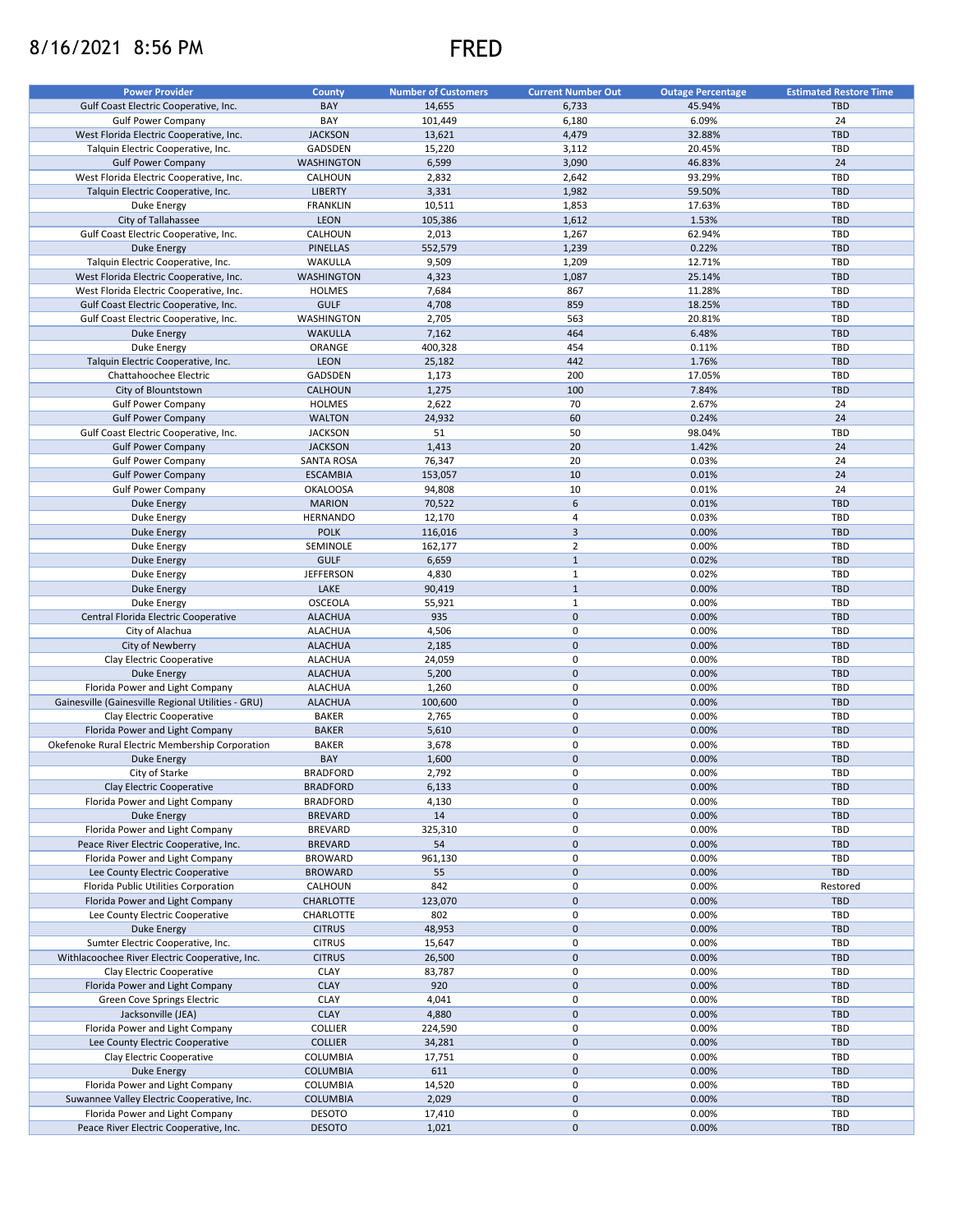8/16/2021 8:56 PM

# FRED

| Power Provider | County | Number of Customers | Current Number Out | Outage Percentage | Estimated Restore Time |
|---|---|---|---|---|---|
| Gulf Coast Electric Cooperative, Inc. | BAY | 14,655 | 6,733 | 45.94% | TBD |
| Gulf Power Company | BAY | 101,449 | 6,180 | 6.09% | 24 |
| West Florida Electric Cooperative, Inc. | JACKSON | 13,621 | 4,479 | 32.88% | TBD |
| Talquin Electric Cooperative, Inc. | GADSDEN | 15,220 | 3,112 | 20.45% | TBD |
| Gulf Power Company | WASHINGTON | 6,599 | 3,090 | 46.83% | 24 |
| West Florida Electric Cooperative, Inc. | CALHOUN | 2,832 | 2,642 | 93.29% | TBD |
| Talquin Electric Cooperative, Inc. | LIBERTY | 3,331 | 1,982 | 59.50% | TBD |
| Duke Energy | FRANKLIN | 10,511 | 1,853 | 17.63% | TBD |
| City of Tallahassee | LEON | 105,386 | 1,612 | 1.53% | TBD |
| Gulf Coast Electric Cooperative, Inc. | CALHOUN | 2,013 | 1,267 | 62.94% | TBD |
| Duke Energy | PINELLAS | 552,579 | 1,239 | 0.22% | TBD |
| Talquin Electric Cooperative, Inc. | WAKULLA | 9,509 | 1,209 | 12.71% | TBD |
| West Florida Electric Cooperative, Inc. | WASHINGTON | 4,323 | 1,087 | 25.14% | TBD |
| West Florida Electric Cooperative, Inc. | HOLMES | 7,684 | 867 | 11.28% | TBD |
| Gulf Coast Electric Cooperative, Inc. | GULF | 4,708 | 859 | 18.25% | TBD |
| Gulf Coast Electric Cooperative, Inc. | WASHINGTON | 2,705 | 563 | 20.81% | TBD |
| Duke Energy | WAKULLA | 7,162 | 464 | 6.48% | TBD |
| Duke Energy | ORANGE | 400,328 | 454 | 0.11% | TBD |
| Talquin Electric Cooperative, Inc. | LEON | 25,182 | 442 | 1.76% | TBD |
| Chattahoochee Electric | GADSDEN | 1,173 | 200 | 17.05% | TBD |
| City of Blountstown | CALHOUN | 1,275 | 100 | 7.84% | TBD |
| Gulf Power Company | HOLMES | 2,622 | 70 | 2.67% | 24 |
| Gulf Power Company | WALTON | 24,932 | 60 | 0.24% | 24 |
| Gulf Coast Electric Cooperative, Inc. | JACKSON | 51 | 50 | 98.04% | TBD |
| Gulf Power Company | JACKSON | 1,413 | 20 | 1.42% | 24 |
| Gulf Power Company | SANTA ROSA | 76,347 | 20 | 0.03% | 24 |
| Gulf Power Company | ESCAMBIA | 153,057 | 10 | 0.01% | 24 |
| Gulf Power Company | OKALOOSA | 94,808 | 10 | 0.01% | 24 |
| Duke Energy | MARION | 70,522 | 6 | 0.01% | TBD |
| Duke Energy | HERNANDO | 12,170 | 4 | 0.03% | TBD |
| Duke Energy | POLK | 116,016 | 3 | 0.00% | TBD |
| Duke Energy | SEMINOLE | 162,177 | 2 | 0.00% | TBD |
| Duke Energy | GULF | 6,659 | 1 | 0.02% | TBD |
| Duke Energy | JEFFERSON | 4,830 | 1 | 0.02% | TBD |
| Duke Energy | LAKE | 90,419 | 1 | 0.00% | TBD |
| Duke Energy | OSCEOLA | 55,921 | 1 | 0.00% | TBD |
| Central Florida Electric Cooperative | ALACHUA | 935 | 0 | 0.00% | TBD |
| City of Alachua | ALACHUA | 4,506 | 0 | 0.00% | TBD |
| City of Newberry | ALACHUA | 2,185 | 0 | 0.00% | TBD |
| Clay Electric Cooperative | ALACHUA | 24,059 | 0 | 0.00% | TBD |
| Duke Energy | ALACHUA | 5,200 | 0 | 0.00% | TBD |
| Florida Power and Light Company | ALACHUA | 1,260 | 0 | 0.00% | TBD |
| Gainesville (Gainesville Regional Utilities - GRU) | ALACHUA | 100,600 | 0 | 0.00% | TBD |
| Clay Electric Cooperative | BAKER | 2,765 | 0 | 0.00% | TBD |
| Florida Power and Light Company | BAKER | 5,610 | 0 | 0.00% | TBD |
| Okefenoke Rural Electric Membership Corporation | BAKER | 3,678 | 0 | 0.00% | TBD |
| Duke Energy | BAY | 1,600 | 0 | 0.00% | TBD |
| City of Starke | BRADFORD | 2,792 | 0 | 0.00% | TBD |
| Clay Electric Cooperative | BRADFORD | 6,133 | 0 | 0.00% | TBD |
| Florida Power and Light Company | BRADFORD | 4,130 | 0 | 0.00% | TBD |
| Duke Energy | BREVARD | 14 | 0 | 0.00% | TBD |
| Florida Power and Light Company | BREVARD | 325,310 | 0 | 0.00% | TBD |
| Peace River Electric Cooperative, Inc. | BREVARD | 54 | 0 | 0.00% | TBD |
| Florida Power and Light Company | BROWARD | 961,130 | 0 | 0.00% | TBD |
| Lee County Electric Cooperative | BROWARD | 55 | 0 | 0.00% | TBD |
| Florida Public Utilities Corporation | CALHOUN | 842 | 0 | 0.00% | Restored |
| Florida Power and Light Company | CHARLOTTE | 123,070 | 0 | 0.00% | TBD |
| Lee County Electric Cooperative | CHARLOTTE | 802 | 0 | 0.00% | TBD |
| Duke Energy | CITRUS | 48,953 | 0 | 0.00% | TBD |
| Sumter Electric Cooperative, Inc. | CITRUS | 15,647 | 0 | 0.00% | TBD |
| Withlacoochee River Electric Cooperative, Inc. | CITRUS | 26,500 | 0 | 0.00% | TBD |
| Clay Electric Cooperative | CLAY | 83,787 | 0 | 0.00% | TBD |
| Florida Power and Light Company | CLAY | 920 | 0 | 0.00% | TBD |
| Green Cove Springs Electric | CLAY | 4,041 | 0 | 0.00% | TBD |
| Jacksonville (JEA) | CLAY | 4,880 | 0 | 0.00% | TBD |
| Florida Power and Light Company | COLLIER | 224,590 | 0 | 0.00% | TBD |
| Lee County Electric Cooperative | COLLIER | 34,281 | 0 | 0.00% | TBD |
| Clay Electric Cooperative | COLUMBIA | 17,751 | 0 | 0.00% | TBD |
| Duke Energy | COLUMBIA | 611 | 0 | 0.00% | TBD |
| Florida Power and Light Company | COLUMBIA | 14,520 | 0 | 0.00% | TBD |
| Suwannee Valley Electric Cooperative, Inc. | COLUMBIA | 2,029 | 0 | 0.00% | TBD |
| Florida Power and Light Company | DESOTO | 17,410 | 0 | 0.00% | TBD |
| Peace River Electric Cooperative, Inc. | DESOTO | 1,021 | 0 | 0.00% | TBD |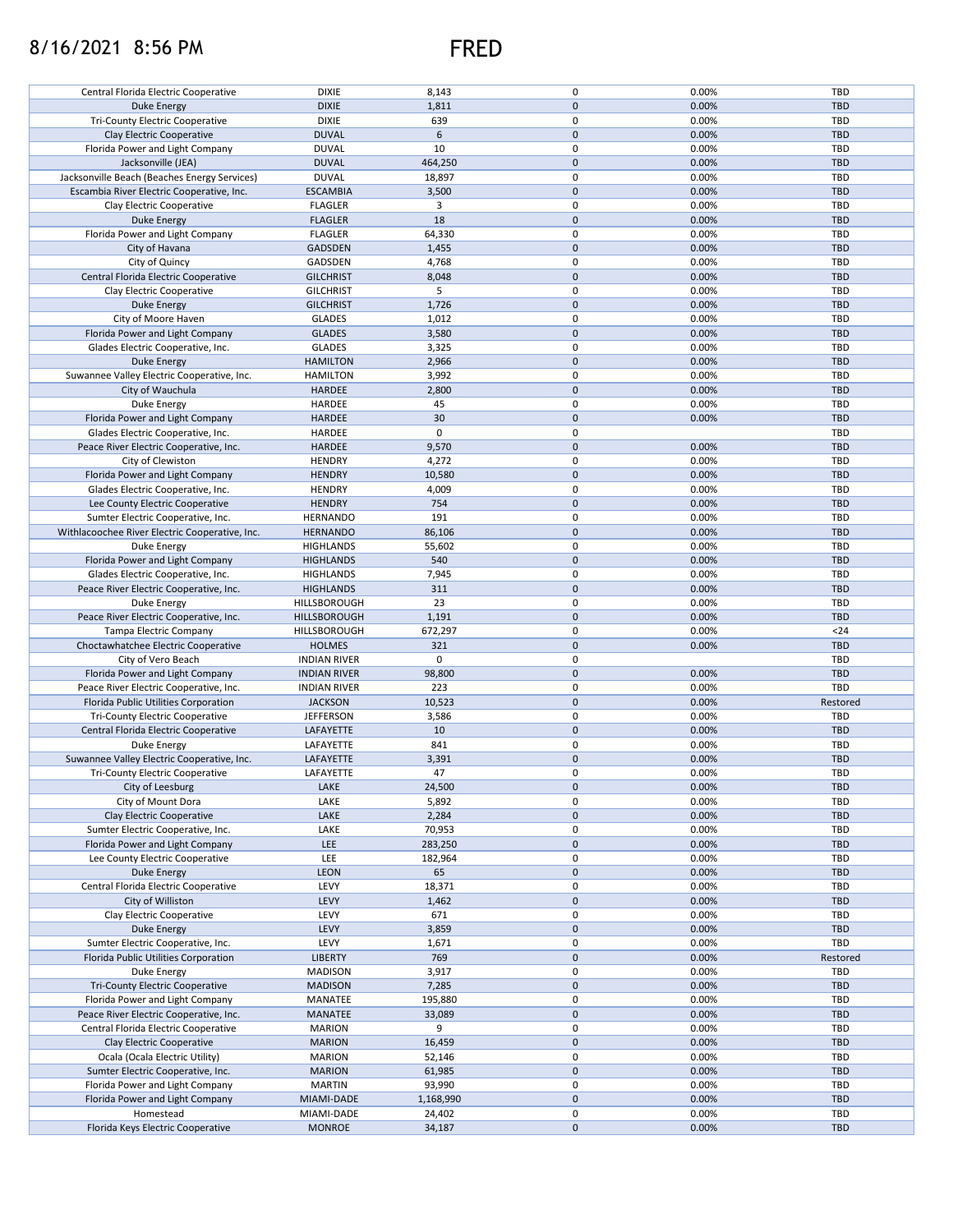8/16/2021 8:56 PM

# FRED

| | | | | | |
|---|---|---|---|---|---|
| Central Florida Electric Cooperative | DIXIE | 8,143 | 0 | 0.00% | TBD |
| Duke Energy | DIXIE | 1,811 | 0 | 0.00% | TBD |
| Tri-County Electric Cooperative | DIXIE | 639 | 0 | 0.00% | TBD |
| Clay Electric Cooperative | DUVAL | 6 | 0 | 0.00% | TBD |
| Florida Power and Light Company | DUVAL | 10 | 0 | 0.00% | TBD |
| Jacksonville (JEA) | DUVAL | 464,250 | 0 | 0.00% | TBD |
| Jacksonville Beach (Beaches Energy Services) | DUVAL | 18,897 | 0 | 0.00% | TBD |
| Escambia River Electric Cooperative, Inc. | ESCAMBIA | 3,500 | 0 | 0.00% | TBD |
| Clay Electric Cooperative | FLAGLER | 3 | 0 | 0.00% | TBD |
| Duke Energy | FLAGLER | 18 | 0 | 0.00% | TBD |
| Florida Power and Light Company | FLAGLER | 64,330 | 0 | 0.00% | TBD |
| City of Havana | GADSDEN | 1,455 | 0 | 0.00% | TBD |
| City of Quincy | GADSDEN | 4,768 | 0 | 0.00% | TBD |
| Central Florida Electric Cooperative | GILCHRIST | 8,048 | 0 | 0.00% | TBD |
| Clay Electric Cooperative | GILCHRIST | 5 | 0 | 0.00% | TBD |
| Duke Energy | GILCHRIST | 1,726 | 0 | 0.00% | TBD |
| City of Moore Haven | GLADES | 1,012 | 0 | 0.00% | TBD |
| Florida Power and Light Company | GLADES | 3,580 | 0 | 0.00% | TBD |
| Glades Electric Cooperative, Inc. | GLADES | 3,325 | 0 | 0.00% | TBD |
| Duke Energy | HAMILTON | 2,966 | 0 | 0.00% | TBD |
| Suwannee Valley Electric Cooperative, Inc. | HAMILTON | 3,992 | 0 | 0.00% | TBD |
| City of Wauchula | HARDEE | 2,800 | 0 | 0.00% | TBD |
| Duke Energy | HARDEE | 45 | 0 | 0.00% | TBD |
| Florida Power and Light Company | HARDEE | 30 | 0 | 0.00% | TBD |
| Glades Electric Cooperative, Inc. | HARDEE | 0 | 0 | | TBD |
| Peace River Electric Cooperative, Inc. | HARDEE | 9,570 | 0 | 0.00% | TBD |
| City of Clewiston | HENDRY | 4,272 | 0 | 0.00% | TBD |
| Florida Power and Light Company | HENDRY | 10,580 | 0 | 0.00% | TBD |
| Glades Electric Cooperative, Inc. | HENDRY | 4,009 | 0 | 0.00% | TBD |
| Lee County Electric Cooperative | HENDRY | 754 | 0 | 0.00% | TBD |
| Sumter Electric Cooperative, Inc. | HERNANDO | 191 | 0 | 0.00% | TBD |
| Withlacoochee River Electric Cooperative, Inc. | HERNANDO | 86,106 | 0 | 0.00% | TBD |
| Duke Energy | HIGHLANDS | 55,602 | 0 | 0.00% | TBD |
| Florida Power and Light Company | HIGHLANDS | 540 | 0 | 0.00% | TBD |
| Glades Electric Cooperative, Inc. | HIGHLANDS | 7,945 | 0 | 0.00% | TBD |
| Peace River Electric Cooperative, Inc. | HIGHLANDS | 311 | 0 | 0.00% | TBD |
| Duke Energy | HILLSBOROUGH | 23 | 0 | 0.00% | TBD |
| Peace River Electric Cooperative, Inc. | HILLSBOROUGH | 1,191 | 0 | 0.00% | TBD |
| Tampa Electric Company | HILLSBOROUGH | 672,297 | 0 | 0.00% | <24 |
| Choctawhatchee Electric Cooperative | HOLMES | 321 | 0 | 0.00% | TBD |
| City of Vero Beach | INDIAN RIVER | 0 | 0 | | TBD |
| Florida Power and Light Company | INDIAN RIVER | 98,800 | 0 | 0.00% | TBD |
| Peace River Electric Cooperative, Inc. | INDIAN RIVER | 223 | 0 | 0.00% | TBD |
| Florida Public Utilities Corporation | JACKSON | 10,523 | 0 | 0.00% | Restored |
| Tri-County Electric Cooperative | JEFFERSON | 3,586 | 0 | 0.00% | TBD |
| Central Florida Electric Cooperative | LAFAYETTE | 10 | 0 | 0.00% | TBD |
| Duke Energy | LAFAYETTE | 841 | 0 | 0.00% | TBD |
| Suwannee Valley Electric Cooperative, Inc. | LAFAYETTE | 3,391 | 0 | 0.00% | TBD |
| Tri-County Electric Cooperative | LAFAYETTE | 47 | 0 | 0.00% | TBD |
| City of Leesburg | LAKE | 24,500 | 0 | 0.00% | TBD |
| City of Mount Dora | LAKE | 5,892 | 0 | 0.00% | TBD |
| Clay Electric Cooperative | LAKE | 2,284 | 0 | 0.00% | TBD |
| Sumter Electric Cooperative, Inc. | LAKE | 70,953 | 0 | 0.00% | TBD |
| Florida Power and Light Company | LEE | 283,250 | 0 | 0.00% | TBD |
| Lee County Electric Cooperative | LEE | 182,964 | 0 | 0.00% | TBD |
| Duke Energy | LEON | 65 | 0 | 0.00% | TBD |
| Central Florida Electric Cooperative | LEVY | 18,371 | 0 | 0.00% | TBD |
| City of Williston | LEVY | 1,462 | 0 | 0.00% | TBD |
| Clay Electric Cooperative | LEVY | 671 | 0 | 0.00% | TBD |
| Duke Energy | LEVY | 3,859 | 0 | 0.00% | TBD |
| Sumter Electric Cooperative, Inc. | LEVY | 1,671 | 0 | 0.00% | TBD |
| Florida Public Utilities Corporation | LIBERTY | 769 | 0 | 0.00% | Restored |
| Duke Energy | MADISON | 3,917 | 0 | 0.00% | TBD |
| Tri-County Electric Cooperative | MADISON | 7,285 | 0 | 0.00% | TBD |
| Florida Power and Light Company | MANATEE | 195,880 | 0 | 0.00% | TBD |
| Peace River Electric Cooperative, Inc. | MANATEE | 33,089 | 0 | 0.00% | TBD |
| Central Florida Electric Cooperative | MARION | 9 | 0 | 0.00% | TBD |
| Clay Electric Cooperative | MARION | 16,459 | 0 | 0.00% | TBD |
| Ocala (Ocala Electric Utility) | MARION | 52,146 | 0 | 0.00% | TBD |
| Sumter Electric Cooperative, Inc. | MARION | 61,985 | 0 | 0.00% | TBD |
| Florida Power and Light Company | MARTIN | 93,990 | 0 | 0.00% | TBD |
| Florida Power and Light Company | MIAMI-DADE | 1,168,990 | 0 | 0.00% | TBD |
| Homestead | MIAMI-DADE | 24,402 | 0 | 0.00% | TBD |
| Florida Keys Electric Cooperative | MONROE | 34,187 | 0 | 0.00% | TBD |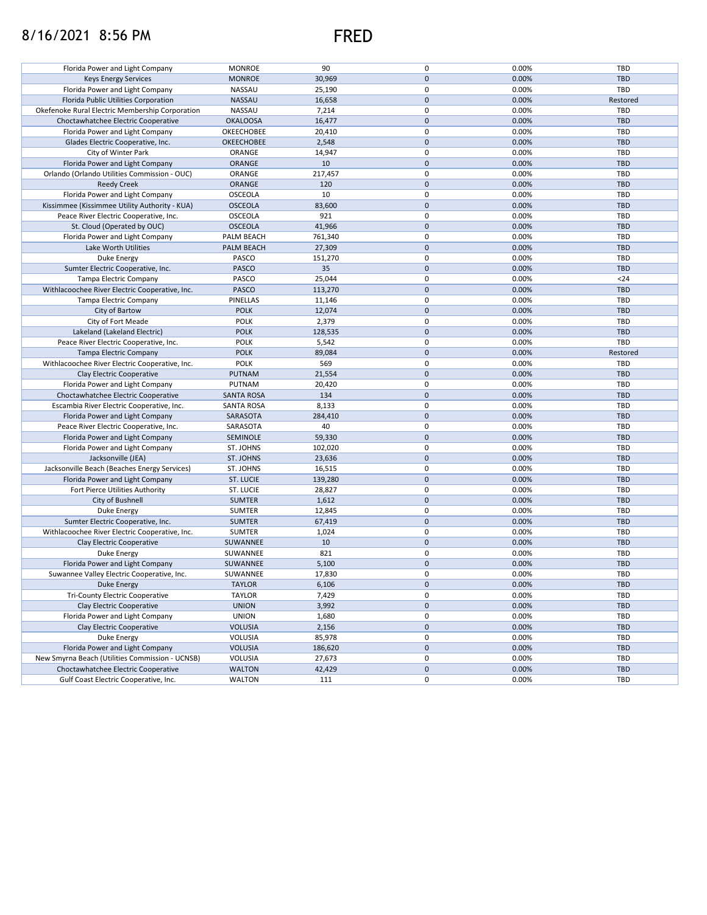8/16/2021 8:56 PM

# FRED

| | | | | | |
|---|---|---|---|---|---|
| Florida Power and Light Company | MONROE | 90 | 0 | 0.00% | TBD |
| Keys Energy Services | MONROE | 30,969 | 0 | 0.00% | TBD |
| Florida Power and Light Company | NASSAU | 25,190 | 0 | 0.00% | TBD |
| Florida Public Utilities Corporation | NASSAU | 16,658 | 0 | 0.00% | Restored |
| Okefenoke Rural Electric Membership Corporation | NASSAU | 7,214 | 0 | 0.00% | TBD |
| Choctawhatchee Electric Cooperative | OKALOOSA | 16,477 | 0 | 0.00% | TBD |
| Florida Power and Light Company | OKEECHOBEE | 20,410 | 0 | 0.00% | TBD |
| Glades Electric Cooperative, Inc. | OKEECHOBEE | 2,548 | 0 | 0.00% | TBD |
| City of Winter Park | ORANGE | 14,947 | 0 | 0.00% | TBD |
| Florida Power and Light Company | ORANGE | 10 | 0 | 0.00% | TBD |
| Orlando (Orlando Utilities Commission - OUC) | ORANGE | 217,457 | 0 | 0.00% | TBD |
| Reedy Creek | ORANGE | 120 | 0 | 0.00% | TBD |
| Florida Power and Light Company | OSCEOLA | 10 | 0 | 0.00% | TBD |
| Kissimmee (Kissimmee Utility Authority - KUA) | OSCEOLA | 83,600 | 0 | 0.00% | TBD |
| Peace River Electric Cooperative, Inc. | OSCEOLA | 921 | 0 | 0.00% | TBD |
| St. Cloud (Operated by OUC) | OSCEOLA | 41,966 | 0 | 0.00% | TBD |
| Florida Power and Light Company | PALM BEACH | 761,340 | 0 | 0.00% | TBD |
| Lake Worth Utilities | PALM BEACH | 27,309 | 0 | 0.00% | TBD |
| Duke Energy | PASCO | 151,270 | 0 | 0.00% | TBD |
| Sumter Electric Cooperative, Inc. | PASCO | 35 | 0 | 0.00% | TBD |
| Tampa Electric Company | PASCO | 25,044 | 0 | 0.00% | <24 |
| Withlacoochee River Electric Cooperative, Inc. | PASCO | 113,270 | 0 | 0.00% | TBD |
| Tampa Electric Company | PINELLAS | 11,146 | 0 | 0.00% | TBD |
| City of Bartow | POLK | 12,074 | 0 | 0.00% | TBD |
| City of Fort Meade | POLK | 2,379 | 0 | 0.00% | TBD |
| Lakeland (Lakeland Electric) | POLK | 128,535 | 0 | 0.00% | TBD |
| Peace River Electric Cooperative, Inc. | POLK | 5,542 | 0 | 0.00% | TBD |
| Tampa Electric Company | POLK | 89,084 | 0 | 0.00% | Restored |
| Withlacoochee River Electric Cooperative, Inc. | POLK | 569 | 0 | 0.00% | TBD |
| Clay Electric Cooperative | PUTNAM | 21,554 | 0 | 0.00% | TBD |
| Florida Power and Light Company | PUTNAM | 20,420 | 0 | 0.00% | TBD |
| Choctawhatchee Electric Cooperative | SANTA ROSA | 134 | 0 | 0.00% | TBD |
| Escambia River Electric Cooperative, Inc. | SANTA ROSA | 8,133 | 0 | 0.00% | TBD |
| Florida Power and Light Company | SARASOTA | 284,410 | 0 | 0.00% | TBD |
| Peace River Electric Cooperative, Inc. | SARASOTA | 40 | 0 | 0.00% | TBD |
| Florida Power and Light Company | SEMINOLE | 59,330 | 0 | 0.00% | TBD |
| Florida Power and Light Company | ST. JOHNS | 102,020 | 0 | 0.00% | TBD |
| Jacksonville (JEA) | ST. JOHNS | 23,636 | 0 | 0.00% | TBD |
| Jacksonville Beach (Beaches Energy Services) | ST. JOHNS | 16,515 | 0 | 0.00% | TBD |
| Florida Power and Light Company | ST. LUCIE | 139,280 | 0 | 0.00% | TBD |
| Fort Pierce Utilities Authority | ST. LUCIE | 28,827 | 0 | 0.00% | TBD |
| City of Bushnell | SUMTER | 1,612 | 0 | 0.00% | TBD |
| Duke Energy | SUMTER | 12,845 | 0 | 0.00% | TBD |
| Sumter Electric Cooperative, Inc. | SUMTER | 67,419 | 0 | 0.00% | TBD |
| Withlacoochee River Electric Cooperative, Inc. | SUMTER | 1,024 | 0 | 0.00% | TBD |
| Clay Electric Cooperative | SUWANNEE | 10 | 0 | 0.00% | TBD |
| Duke Energy | SUWANNEE | 821 | 0 | 0.00% | TBD |
| Florida Power and Light Company | SUWANNEE | 5,100 | 0 | 0.00% | TBD |
| Suwannee Valley Electric Cooperative, Inc. | SUWANNEE | 17,830 | 0 | 0.00% | TBD |
| Duke Energy | TAYLOR | 6,106 | 0 | 0.00% | TBD |
| Tri-County Electric Cooperative | TAYLOR | 7,429 | 0 | 0.00% | TBD |
| Clay Electric Cooperative | UNION | 3,992 | 0 | 0.00% | TBD |
| Florida Power and Light Company | UNION | 1,680 | 0 | 0.00% | TBD |
| Clay Electric Cooperative | VOLUSIA | 2,156 | 0 | 0.00% | TBD |
| Duke Energy | VOLUSIA | 85,978 | 0 | 0.00% | TBD |
| Florida Power and Light Company | VOLUSIA | 186,620 | 0 | 0.00% | TBD |
| New Smyrna Beach (Utilities Commission - UCNSB) | VOLUSIA | 27,673 | 0 | 0.00% | TBD |
| Choctawhatchee Electric Cooperative | WALTON | 42,429 | 0 | 0.00% | TBD |
| Gulf Coast Electric Cooperative, Inc. | WALTON | 111 | 0 | 0.00% | TBD |